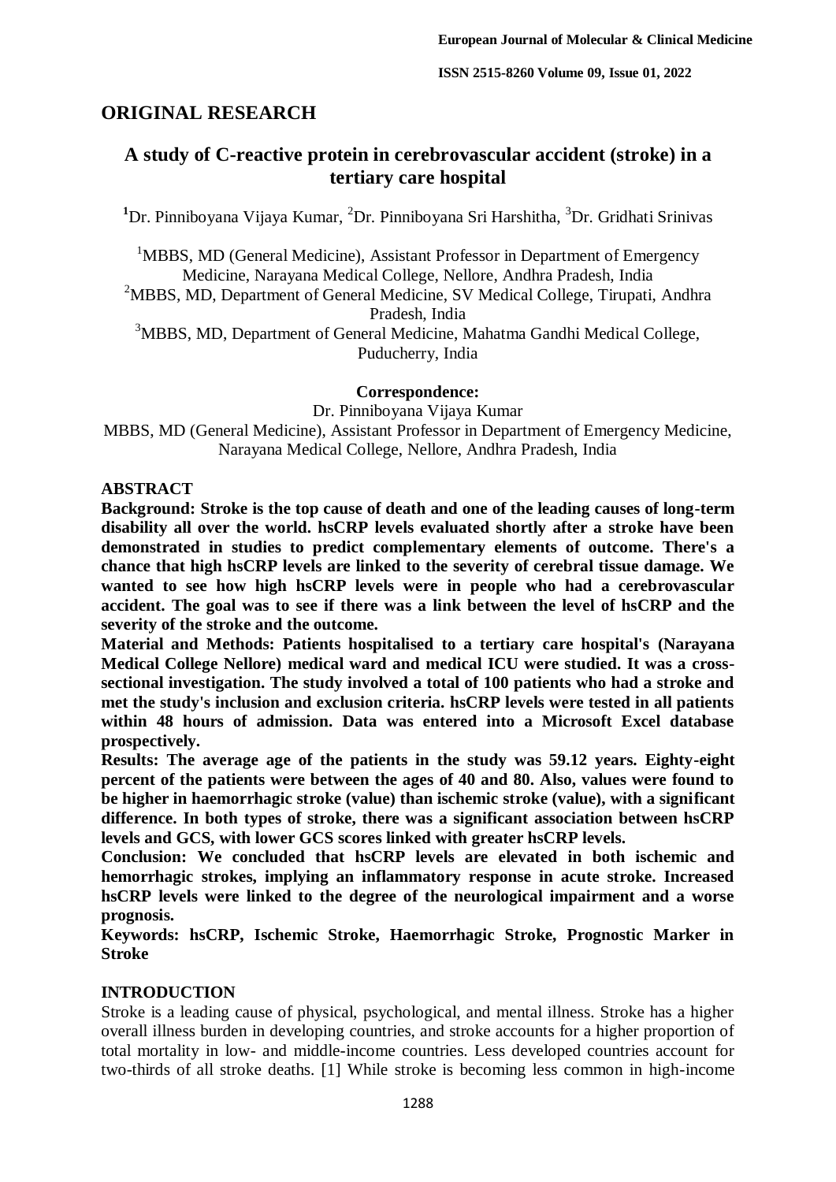## ORIGINAL RESEARCH

# A study of C-reactive protein in cerebrovascular accident (stroke) in a tertiary care hospital

[1]Dr. Pinniboyana Vijaya Kumar, [2]Dr. Pinniboyana Sri Harshitha, [3]Dr. Gridhati Srinivas

[1]MBBS, MD (General Medicine), Assistant Professor in Department of Emergency Medicine, Narayana Medical College, Nellore, Andhra Pradesh, India

[2]MBBS, MD, Department of General Medicine, SV Medical College, Tirupati, Andhra Pradesh, India

[3]MBBS, MD, Department of General Medicine, Mahatma Gandhi Medical College, Puducherry, India

**Correspondence:**

Dr. Pinniboyana Vijaya Kumar

MBBS, MD (General Medicine), Assistant Professor in Department of Emergency Medicine, Narayana Medical College, Nellore, Andhra Pradesh, India

## ABSTRACT

**Background: Stroke is the top cause of death and one of the leading causes of long-term disability all over the world. hsCRP levels evaluated shortly after a stroke have been demonstrated in studies to predict complementary elements of outcome. There's a chance that high hsCRP levels are linked to the severity of cerebral tissue damage. We wanted to see how high hsCRP levels were in people who had a cerebrovascular accident. The goal was to see if there was a link between the level of hsCRP and the severity of the stroke and the outcome.**

**Material and Methods: Patients hospitalised to a tertiary care hospital's (Narayana Medical College Nellore) medical ward and medical ICU were studied. It was a cross-sectional investigation. The study involved a total of 100 patients who had a stroke and met the study's inclusion and exclusion criteria. hsCRP levels were tested in all patients within 48 hours of admission. Data was entered into a Microsoft Excel database prospectively.**

**Results: The average age of the patients in the study was 59.12 years. Eighty-eight percent of the patients were between the ages of 40 and 80. Also, values were found to be higher in haemorrhagic stroke (value) than ischemic stroke (value), with a significant difference. In both types of stroke, there was a significant association between hsCRP levels and GCS, with lower GCS scores linked with greater hsCRP levels.**

**Conclusion: We concluded that hsCRP levels are elevated in both ischemic and hemorrhagic strokes, implying an inflammatory response in acute stroke. Increased hsCRP levels were linked to the degree of the neurological impairment and a worse prognosis.**

**Keywords: hsCRP, Ischemic Stroke, Haemorrhagic Stroke, Prognostic Marker in Stroke**

## INTRODUCTION

Stroke is a leading cause of physical, psychological, and mental illness. Stroke has a higher overall illness burden in developing countries, and stroke accounts for a higher proportion of total mortality in low- and middle-income countries. Less developed countries account for two-thirds of all stroke deaths. [1] While stroke is becoming less common in high-income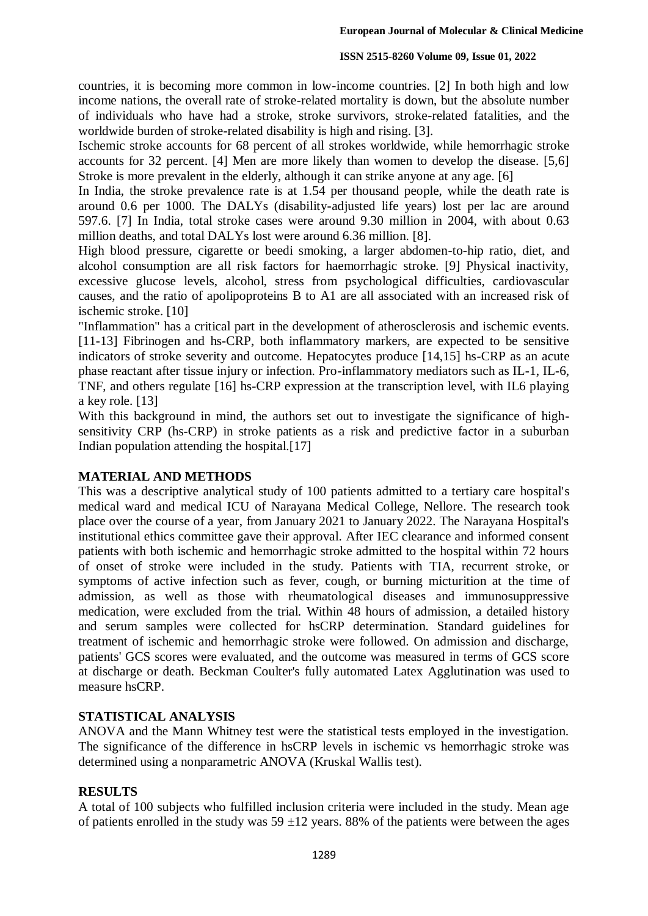countries, it is becoming more common in low-income countries. [2] In both high and low income nations, the overall rate of stroke-related mortality is down, but the absolute number of individuals who have had a stroke, stroke survivors, stroke-related fatalities, and the worldwide burden of stroke-related disability is high and rising. [3].

Ischemic stroke accounts for 68 percent of all strokes worldwide, while hemorrhagic stroke accounts for 32 percent. [4] Men are more likely than women to develop the disease. [5,6] Stroke is more prevalent in the elderly, although it can strike anyone at any age. [6]

In India, the stroke prevalence rate is at 1.54 per thousand people, while the death rate is around 0.6 per 1000. The DALYs (disability-adjusted life years) lost per lac are around 597.6. [7] In India, total stroke cases were around 9.30 million in 2004, with about 0.63 million deaths, and total DALYs lost were around 6.36 million. [8].

High blood pressure, cigarette or beedi smoking, a larger abdomen-to-hip ratio, diet, and alcohol consumption are all risk factors for haemorrhagic stroke. [9] Physical inactivity, excessive glucose levels, alcohol, stress from psychological difficulties, cardiovascular causes, and the ratio of apolipoproteins B to A1 are all associated with an increased risk of ischemic stroke. [10]

"Inflammation" has a critical part in the development of atherosclerosis and ischemic events. [11-13] Fibrinogen and hs-CRP, both inflammatory markers, are expected to be sensitive indicators of stroke severity and outcome. Hepatocytes produce [14,15] hs-CRP as an acute phase reactant after tissue injury or infection. Pro-inflammatory mediators such as IL-1, IL-6, TNF, and others regulate [16] hs-CRP expression at the transcription level, with IL6 playing a key role. [13]

With this background in mind, the authors set out to investigate the significance of high-sensitivity CRP (hs-CRP) in stroke patients as a risk and predictive factor in a suburban Indian population attending the hospital.[17]

## MATERIAL AND METHODS

This was a descriptive analytical study of 100 patients admitted to a tertiary care hospital's medical ward and medical ICU of Narayana Medical College, Nellore. The research took place over the course of a year, from January 2021 to January 2022. The Narayana Hospital's institutional ethics committee gave their approval. After IEC clearance and informed consent patients with both ischemic and hemorrhagic stroke admitted to the hospital within 72 hours of onset of stroke were included in the study. Patients with TIA, recurrent stroke, or symptoms of active infection such as fever, cough, or burning micturition at the time of admission, as well as those with rheumatological diseases and immunosuppressive medication, were excluded from the trial. Within 48 hours of admission, a detailed history and serum samples were collected for hsCRP determination. Standard guidelines for treatment of ischemic and hemorrhagic stroke were followed. On admission and discharge, patients' GCS scores were evaluated, and the outcome was measured in terms of GCS score at discharge or death. Beckman Coulter's fully automated Latex Agglutination was used to measure hsCRP.

## STATISTICAL ANALYSIS

ANOVA and the Mann Whitney test were the statistical tests employed in the investigation. The significance of the difference in hsCRP levels in ischemic vs hemorrhagic stroke was determined using a nonparametric ANOVA (Kruskal Wallis test).

## RESULTS

A total of 100 subjects who fulfilled inclusion criteria were included in the study. Mean age of patients enrolled in the study was 59 ±12 years. 88% of the patients were between the ages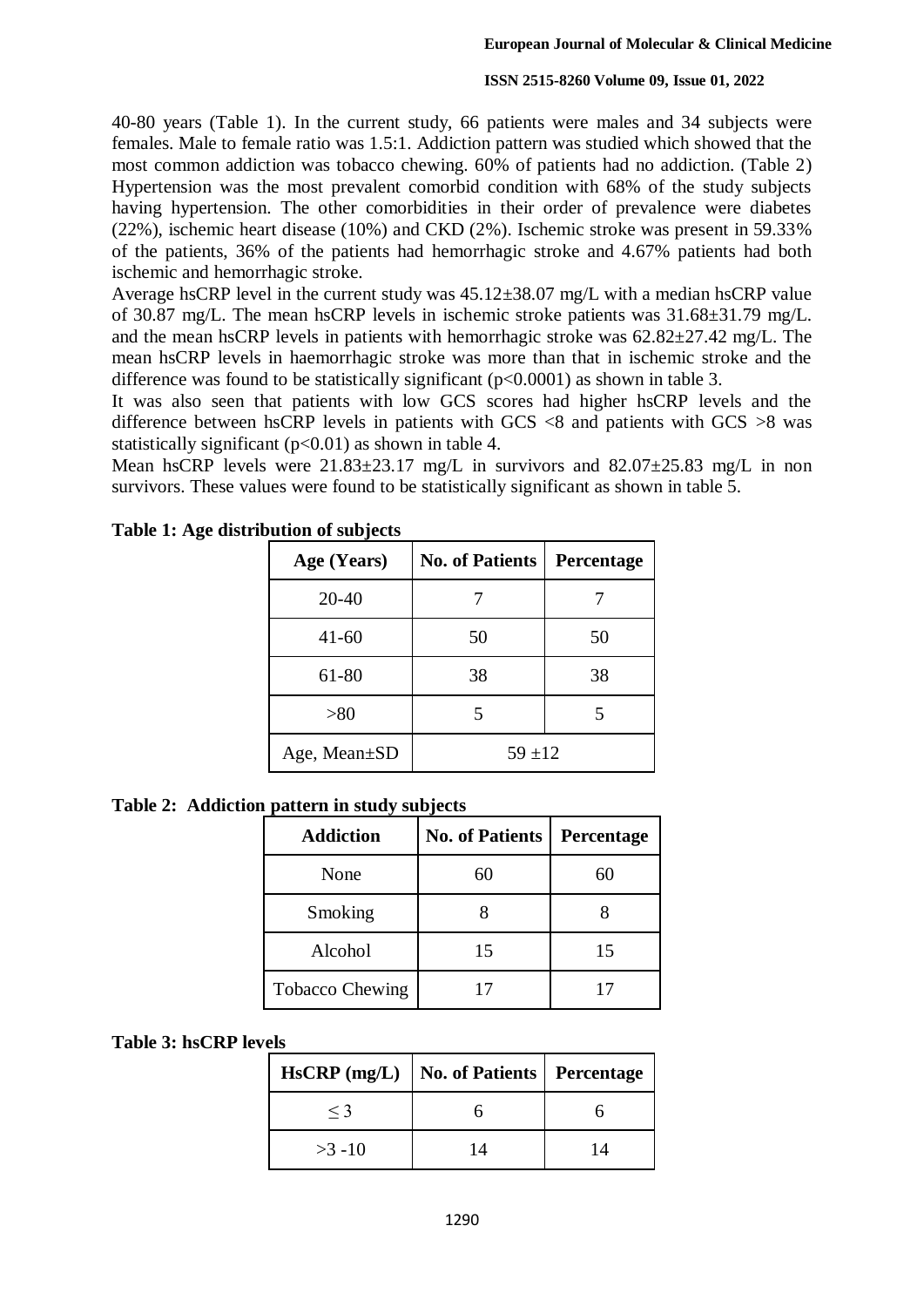40-80 years (Table 1). In the current study, 66 patients were males and 34 subjects were females. Male to female ratio was 1.5:1. Addiction pattern was studied which showed that the most common addiction was tobacco chewing. 60% of patients had no addiction. (Table 2) Hypertension was the most prevalent comorbid condition with 68% of the study subjects having hypertension. The other comorbidities in their order of prevalence were diabetes (22%), ischemic heart disease (10%) and CKD (2%). Ischemic stroke was present in 59.33% of the patients, 36% of the patients had hemorrhagic stroke and 4.67% patients had both ischemic and hemorrhagic stroke.

Average hsCRP level in the current study was 45.12±38.07 mg/L with a median hsCRP value of 30.87 mg/L. The mean hsCRP levels in ischemic stroke patients was 31.68±31.79 mg/L. and the mean hsCRP levels in patients with hemorrhagic stroke was 62.82±27.42 mg/L. The mean hsCRP levels in haemorrhagic stroke was more than that in ischemic stroke and the difference was found to be statistically significant ($p<0.0001$) as shown in table 3.

It was also seen that patients with low GCS scores had higher hsCRP levels and the difference between hsCRP levels in patients with GCS <8 and patients with GCS >8 was statistically significant ($p<0.01$) as shown in table 4.

Mean hsCRP levels were 21.83±23.17 mg/L in survivors and 82.07±25.83 mg/L in non survivors. These values were found to be statistically significant as shown in table 5.

**Table 1: Age distribution of subjects**

| Age (Years) | No. of Patients | Percentage |
|---|---|---|
| 20-40 | 7 | 7 |
| 41-60 | 50 | 50 |
| 61-80 | 38 | 38 |
| >80 | 5 | 5 |
| Age, Mean±SD | 59 ±12 | |

**Table 2: Addiction pattern in study subjects**

| Addiction | No. of Patients | Percentage |
|---|---|---|
| None | 60 | 60 |
| Smoking | 8 | 8 |
| Alcohol | 15 | 15 |
| Tobacco Chewing | 17 | 17 |

**Table 3: hsCRP levels**

| HsCRP (mg/L) | No. of Patients | Percentage |
|---|---|---|
| ≤ 3 | 6 | 6 |
| >3 -10 | 14 | 14 |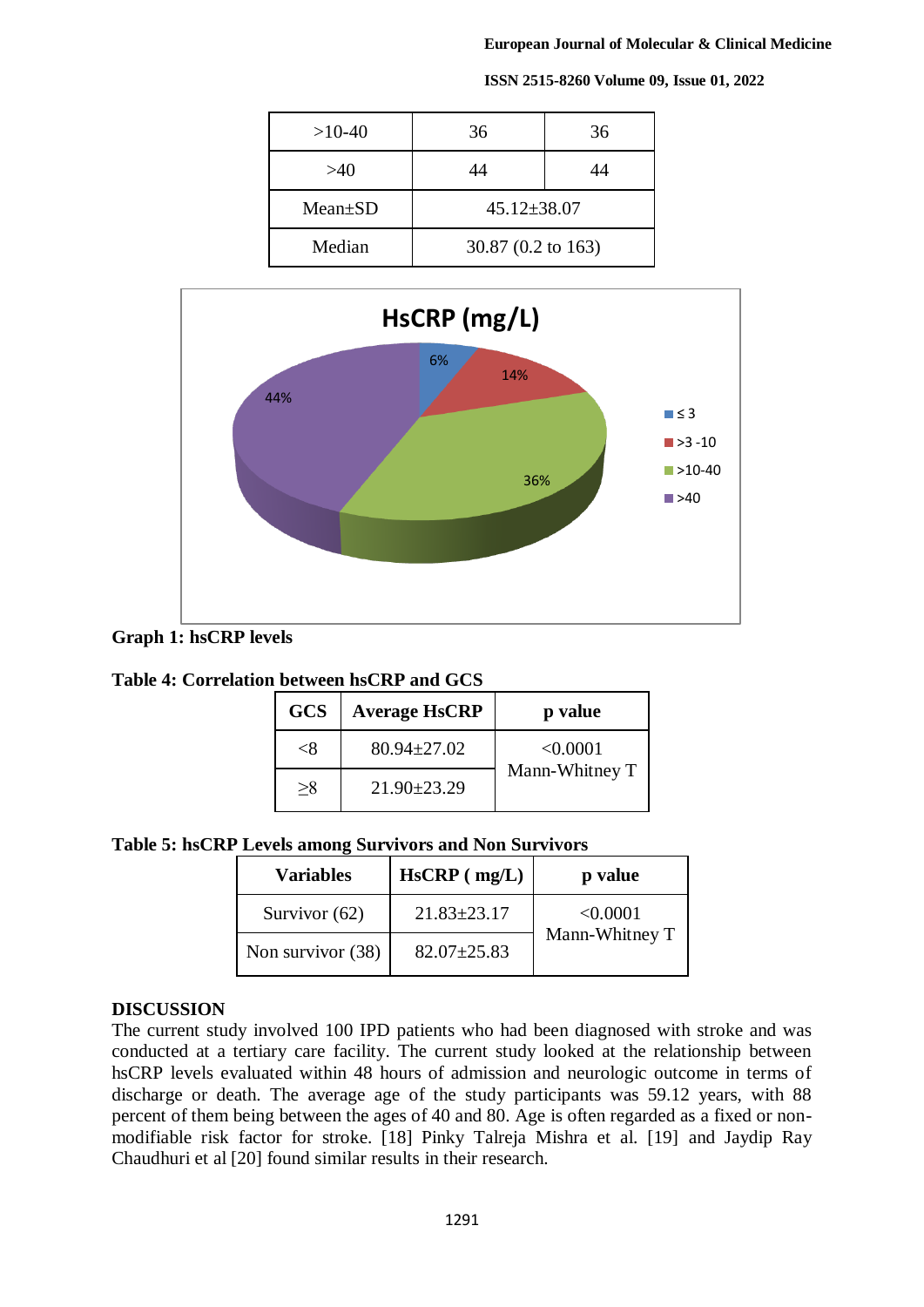| >10-40 | 36 | 36 |
|---|---|---|
| >40 | 44 | 44 |
| Mean±SD | 45.12±38.07 | |
| Median | 30.87 (0.2 to 163) | |

**Graph 1: hsCRP levels**

**Table 4: Correlation between hsCRP and GCS**

| GCS | Average HsCRP | p value |
|---|---|---|
| <8 | 80.94±27.02 | <0.0001 Mann-Whitney T |
| ≥8 | 21.90±23.29 | |

**Table 5: hsCRP Levels among Survivors and Non Survivors**

| Variables | HsCRP ( mg/L) | p value |
|---|---|---|
| Survivor (62) | 21.83±23.17 | <0.0001 Mann-Whitney T |
| Non survivor (38) | 82.07±25.83 | |

## DISCUSSION

The current study involved 100 IPD patients who had been diagnosed with stroke and was conducted at a tertiary care facility. The current study looked at the relationship between hsCRP levels evaluated within 48 hours of admission and neurologic outcome in terms of discharge or death. The average age of the study participants was 59.12 years, with 88 percent of them being between the ages of 40 and 80. Age is often regarded as a fixed or non-modifiable risk factor for stroke. [18] Pinky Talreja Mishra et al. [19] and Jaydip Ray Chaudhuri et al [20] found similar results in their research.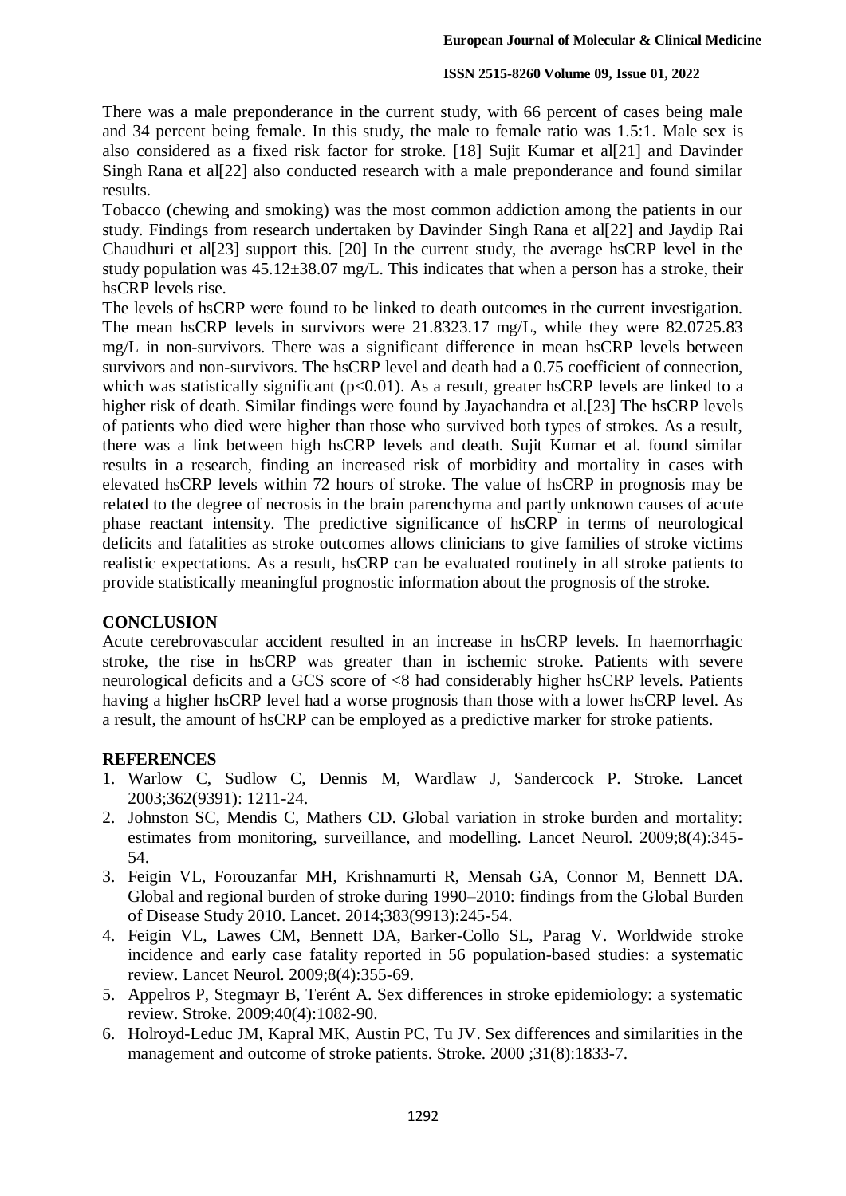There was a male preponderance in the current study, with 66 percent of cases being male and 34 percent being female. In this study, the male to female ratio was 1.5:1. Male sex is also considered as a fixed risk factor for stroke. [18] Sujit Kumar et al[21] and Davinder Singh Rana et al[22] also conducted research with a male preponderance and found similar results.

Tobacco (chewing and smoking) was the most common addiction among the patients in our study. Findings from research undertaken by Davinder Singh Rana et al[22] and Jaydip Rai Chaudhuri et al[23] support this. [20] In the current study, the average hsCRP level in the study population was 45.12±38.07 mg/L. This indicates that when a person has a stroke, their hsCRP levels rise.

The levels of hsCRP were found to be linked to death outcomes in the current investigation. The mean hsCRP levels in survivors were 21.8323.17 mg/L, while they were 82.0725.83 mg/L in non-survivors. There was a significant difference in mean hsCRP levels between survivors and non-survivors. The hsCRP level and death had a 0.75 coefficient of connection, which was statistically significant ($p<0.01$). As a result, greater hsCRP levels are linked to a higher risk of death. Similar findings were found by Jayachandra et al.[23] The hsCRP levels of patients who died were higher than those who survived both types of strokes. As a result, there was a link between high hsCRP levels and death. Sujit Kumar et al. found similar results in a research, finding an increased risk of morbidity and mortality in cases with elevated hsCRP levels within 72 hours of stroke. The value of hsCRP in prognosis may be related to the degree of necrosis in the brain parenchyma and partly unknown causes of acute phase reactant intensity. The predictive significance of hsCRP in terms of neurological deficits and fatalities as stroke outcomes allows clinicians to give families of stroke victims realistic expectations. As a result, hsCRP can be evaluated routinely in all stroke patients to provide statistically meaningful prognostic information about the prognosis of the stroke.

## CONCLUSION

Acute cerebrovascular accident resulted in an increase in hsCRP levels. In haemorrhagic stroke, the rise in hsCRP was greater than in ischemic stroke. Patients with severe neurological deficits and a GCS score of <8 had considerably higher hsCRP levels. Patients having a higher hsCRP level had a worse prognosis than those with a lower hsCRP level. As a result, the amount of hsCRP can be employed as a predictive marker for stroke patients.

## REFERENCES

1. Warlow C, Sudlow C, Dennis M, Wardlaw J, Sandercock P. Stroke. Lancet 2003;362(9391): 1211-24.
2. Johnston SC, Mendis C, Mathers CD. Global variation in stroke burden and mortality: estimates from monitoring, surveillance, and modelling. Lancet Neurol. 2009;8(4):345-54.
3. Feigin VL, Forouzanfar MH, Krishnamurti R, Mensah GA, Connor M, Bennett DA. Global and regional burden of stroke during 1990–2010: findings from the Global Burden of Disease Study 2010. Lancet. 2014;383(9913):245-54.
4. Feigin VL, Lawes CM, Bennett DA, Barker-Collo SL, Parag V. Worldwide stroke incidence and early case fatality reported in 56 population-based studies: a systematic review. Lancet Neurol. 2009;8(4):355-69.
5. Appelros P, Stegmayr B, Terént A. Sex differences in stroke epidemiology: a systematic review. Stroke. 2009;40(4):1082-90.
6. Holroyd-Leduc JM, Kapral MK, Austin PC, Tu JV. Sex differences and similarities in the management and outcome of stroke patients. Stroke. 2000 ;31(8):1833-7.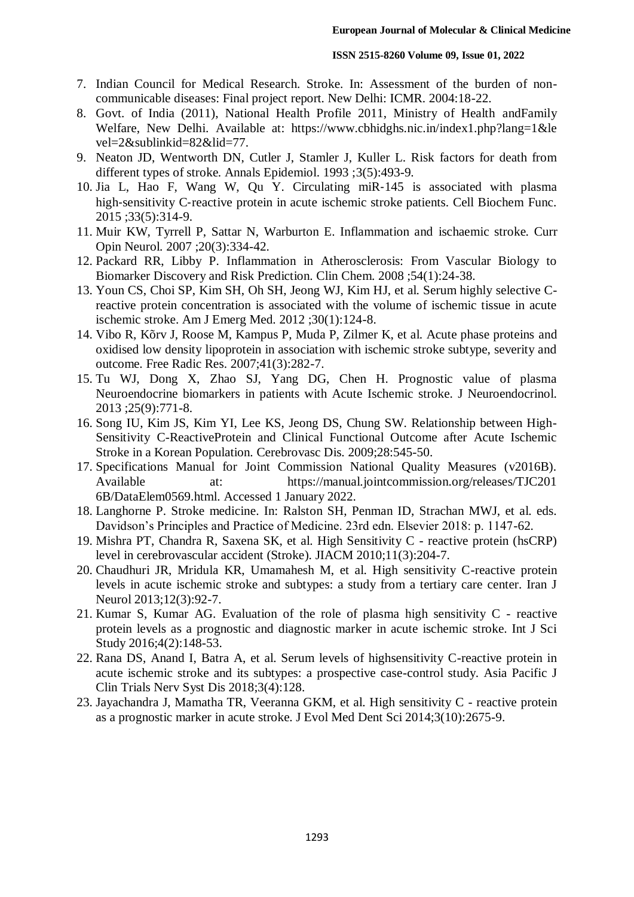7. Indian Council for Medical Research. Stroke. In: Assessment of the burden of non-communicable diseases: Final project report. New Delhi: ICMR. 2004:18-22.
8. Govt. of India (2011), National Health Profile 2011, Ministry of Health andFamily Welfare, New Delhi. Available at: https://www.cbhidghs.nic.in/index1.php?lang=1&level=2&sublinkid=82&lid=77.
9. Neaton JD, Wentworth DN, Cutler J, Stamler J, Kuller L. Risk factors for death from different types of stroke. Annals Epidemiol. 1993 ;3(5):493-9.
10. Jia L, Hao F, Wang W, Qu Y. Circulating miR-145 is associated with plasma high-sensitivity C-reactive protein in acute ischemic stroke patients. Cell Biochem Func. 2015 ;33(5):314-9.
11. Muir KW, Tyrrell P, Sattar N, Warburton E. Inflammation and ischaemic stroke. Curr Opin Neurol. 2007 ;20(3):334-42.
12. Packard RR, Libby P. Inflammation in Atherosclerosis: From Vascular Biology to Biomarker Discovery and Risk Prediction. Clin Chem. 2008 ;54(1):24-38.
13. Youn CS, Choi SP, Kim SH, Oh SH, Jeong WJ, Kim HJ, et al. Serum highly selective C-reactive protein concentration is associated with the volume of ischemic tissue in acute ischemic stroke. Am J Emerg Med. 2012 ;30(1):124-8.
14. Vibo R, Kõrv J, Roose M, Kampus P, Muda P, Zilmer K, et al. Acute phase proteins and oxidised low density lipoprotein in association with ischemic stroke subtype, severity and outcome. Free Radic Res. 2007;41(3):282-7.
15. Tu WJ, Dong X, Zhao SJ, Yang DG, Chen H. Prognostic value of plasma Neuroendocrine biomarkers in patients with Acute Ischemic stroke. J Neuroendocrinol. 2013 ;25(9):771-8.
16. Song IU, Kim JS, Kim YI, Lee KS, Jeong DS, Chung SW. Relationship between High-Sensitivity C-ReactiveProtein and Clinical Functional Outcome after Acute Ischemic Stroke in a Korean Population. Cerebrovasc Dis. 2009;28:545-50.
17. Specifications Manual for Joint Commission National Quality Measures (v2016B). Available at: https://manual.jointcommission.org/releases/TJC2016B/DataElem0569.html. Accessed 1 January 2022.
18. Langhorne P. Stroke medicine. In: Ralston SH, Penman ID, Strachan MWJ, et al. eds. Davidson's Principles and Practice of Medicine. 23rd edn. Elsevier 2018: p. 1147-62.
19. Mishra PT, Chandra R, Saxena SK, et al. High Sensitivity C - reactive protein (hsCRP) level in cerebrovascular accident (Stroke). JIACM 2010;11(3):204-7.
20. Chaudhuri JR, Mridula KR, Umamahesh M, et al. High sensitivity C-reactive protein levels in acute ischemic stroke and subtypes: a study from a tertiary care center. Iran J Neurol 2013;12(3):92-7.
21. Kumar S, Kumar AG. Evaluation of the role of plasma high sensitivity C - reactive protein levels as a prognostic and diagnostic marker in acute ischemic stroke. Int J Sci Study 2016;4(2):148-53.
22. Rana DS, Anand I, Batra A, et al. Serum levels of highsensitivity C-reactive protein in acute ischemic stroke and its subtypes: a prospective case-control study. Asia Pacific J Clin Trials Nerv Syst Dis 2018;3(4):128.
23. Jayachandra J, Mamatha TR, Veeranna GKM, et al. High sensitivity C - reactive protein as a prognostic marker in acute stroke. J Evol Med Dent Sci 2014;3(10):2675-9.